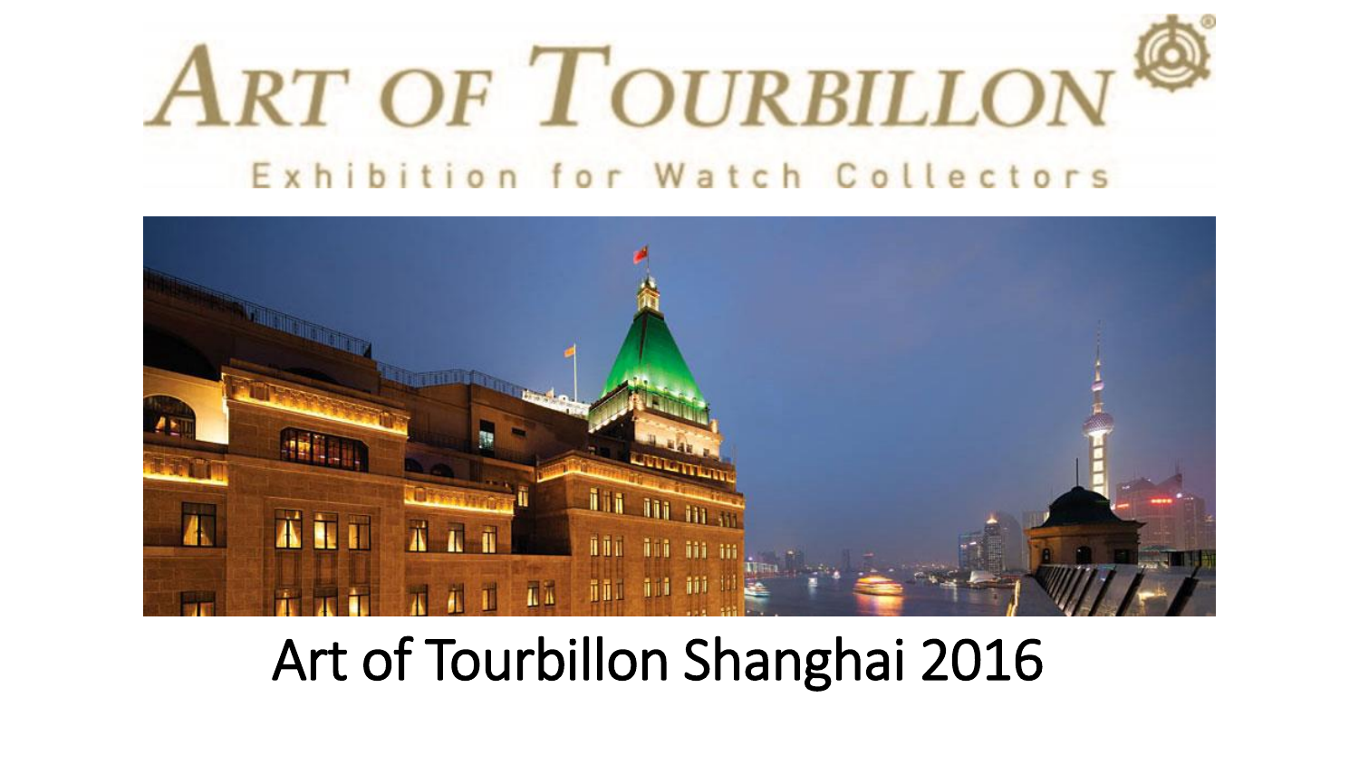# ART OF TOURBILLON

Exhibition for Watch Collectors

Art of Tourbillon Shanghai 2016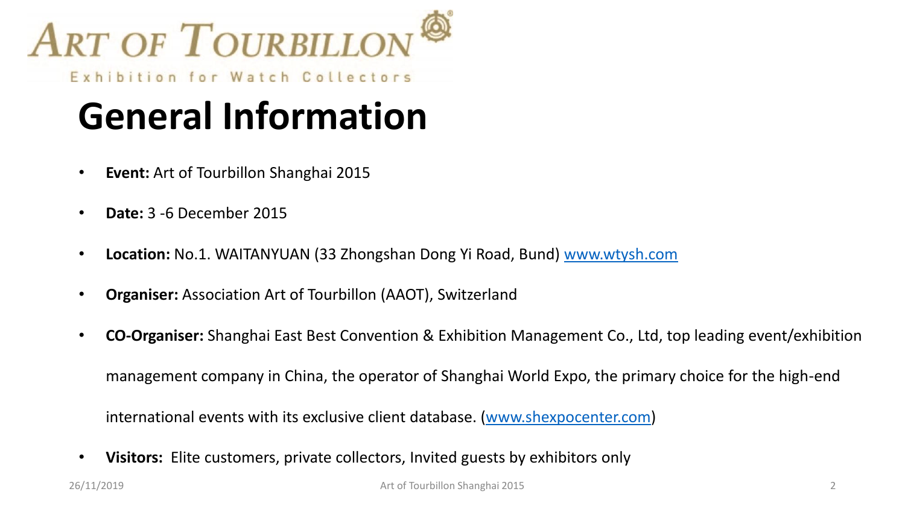ART OF TOURBILLON

Exhibition for Watch Collectors

# General Information

- **Event:** Art of Tourbillon Shanghai 2015
- **Date:** 3 -6 December 2015
- **Location:** No.1. WAITANYUAN (33 Zhongshan Dong Yi Road, Bund) www.wtysh.com
- **Organiser:** Association Art of Tourbillon (AAOT), Switzerland
- **CO-Organiser:** Shanghai East Best Convention & Exhibition Management Co., Ltd, top leading event/exhibition management company in China, the operator of Shanghai World Expo, the primary choice for the high-end international events with its exclusive client database. (www.shexpocenter.com)
- **Visitors:** Elite customers, private collectors, Invited guests by exhibitors only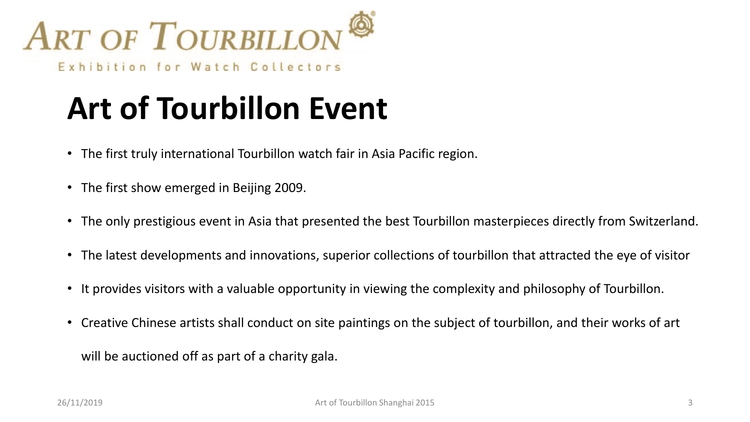ART OF TOURBILLON

Exhibition for Watch Collectors

# Art of Tourbillon Event

- The first truly international Tourbillon watch fair in Asia Pacific region.
- The first show emerged in Beijing 2009.
- The only prestigious event in Asia that presented the best Tourbillon masterpieces directly from Switzerland.
- The latest developments and innovations, superior collections of tourbillon that attracted the eye of visitor
- It provides visitors with a valuable opportunity in viewing the complexity and philosophy of Tourbillon.
- Creative Chinese artists shall conduct on site paintings on the subject of tourbillon, and their works of art will be auctioned off as part of a charity gala.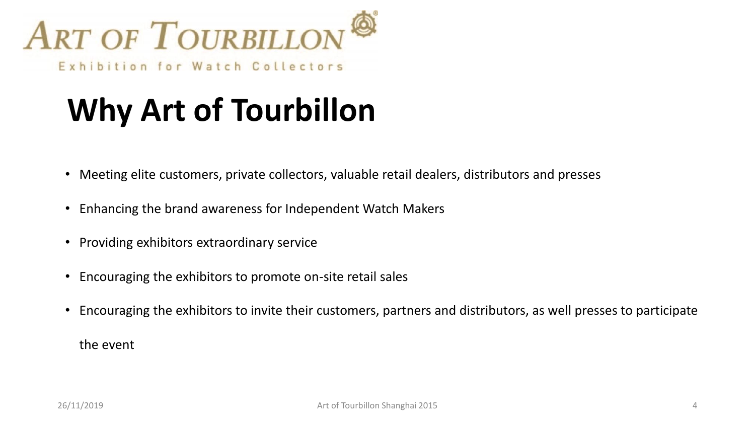ART OF TOURBILLON

Exhibition for Watch Collectors

# Why Art of Tourbillon

- Meeting elite customers, private collectors, valuable retail dealers, distributors and presses
- Enhancing the brand awareness for Independent Watch Makers
- Providing exhibitors extraordinary service
- Encouraging the exhibitors to promote on-site retail sales
- Encouraging the exhibitors to invite their customers, partners and distributors, as well presses to participate the event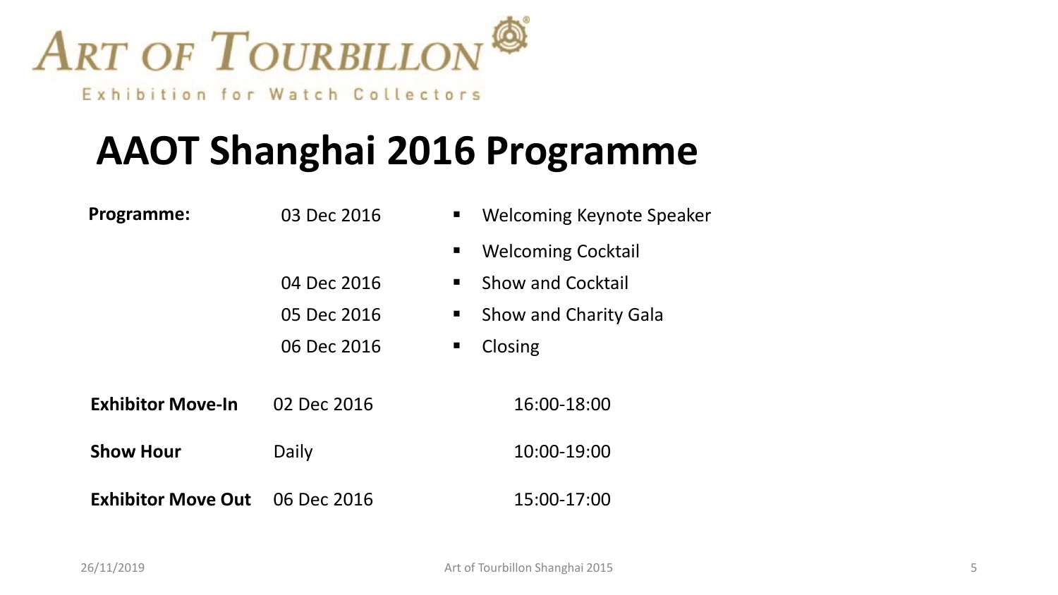ART OF TOURBILLON

Exhibition for Watch Collectors

# AAOT Shanghai 2016 Programme

**Programme:**

| | | |
|---|---|---|
| **Programme:** | 03 Dec 2016 | ▪ Welcoming Keynote Speaker |
| | | ▪ Welcoming Cocktail |
| | 04 Dec 2016 | ▪ Show and Cocktail |
| | 05 Dec 2016 | ▪ Show and Charity Gala |
| | 06 Dec 2016 | ▪ Closing |

| | | |
|---|---|---|
| **Exhibitor Move-In** | 02 Dec 2016 | 16:00-18:00 |
| **Show Hour** | Daily | 10:00-19:00 |
| **Exhibitor Move Out** | 06 Dec 2016 | 15:00-17:00 |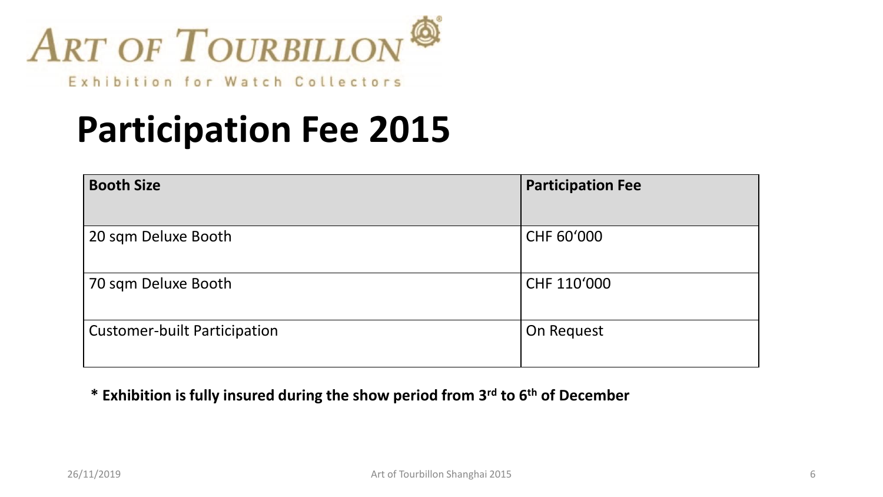ART OF TOURBILLON

Exhibition for Watch Collectors

# Participation Fee 2015

| Booth Size | Participation Fee |
|---|---|
| 20 sqm Deluxe Booth | CHF 60‘000 |
| 70 sqm Deluxe Booth | CHF 110‘000 |
| Customer-built Participation | On Request |

**\* Exhibition is fully insured during the show period from 3rd to 6th of December**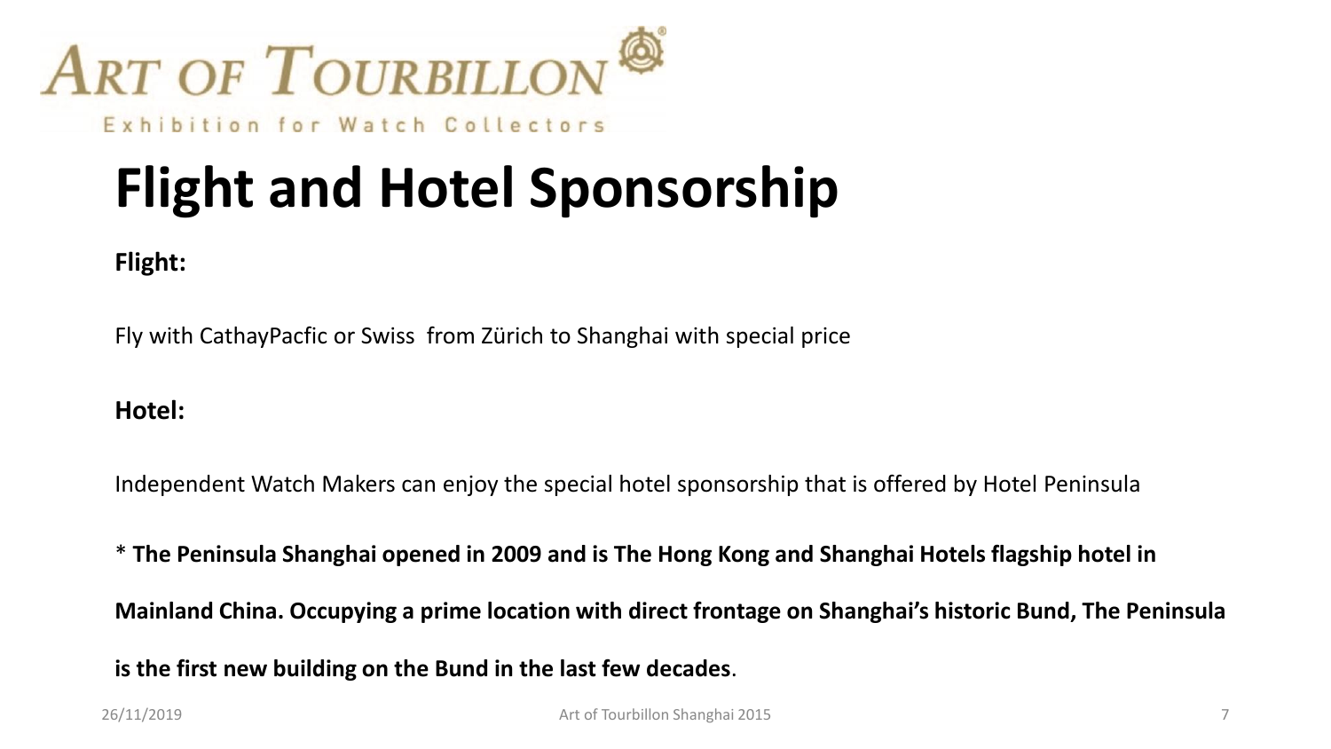ART OF TOURBILLON

Exhibition for Watch Collectors

# Flight and Hotel Sponsorship

**Flight:**

Fly with CathayPacfic or Swiss  from Zürich to Shanghai with special price

**Hotel:**

Independent Watch Makers can enjoy the special hotel sponsorship that is offered by Hotel Peninsula

* **The Peninsula Shanghai opened in 2009 and is The Hong Kong and Shanghai Hotels flagship hotel in Mainland China. Occupying a prime location with direct frontage on Shanghai's historic Bund, The Peninsula is the first new building on the Bund in the last few decades**.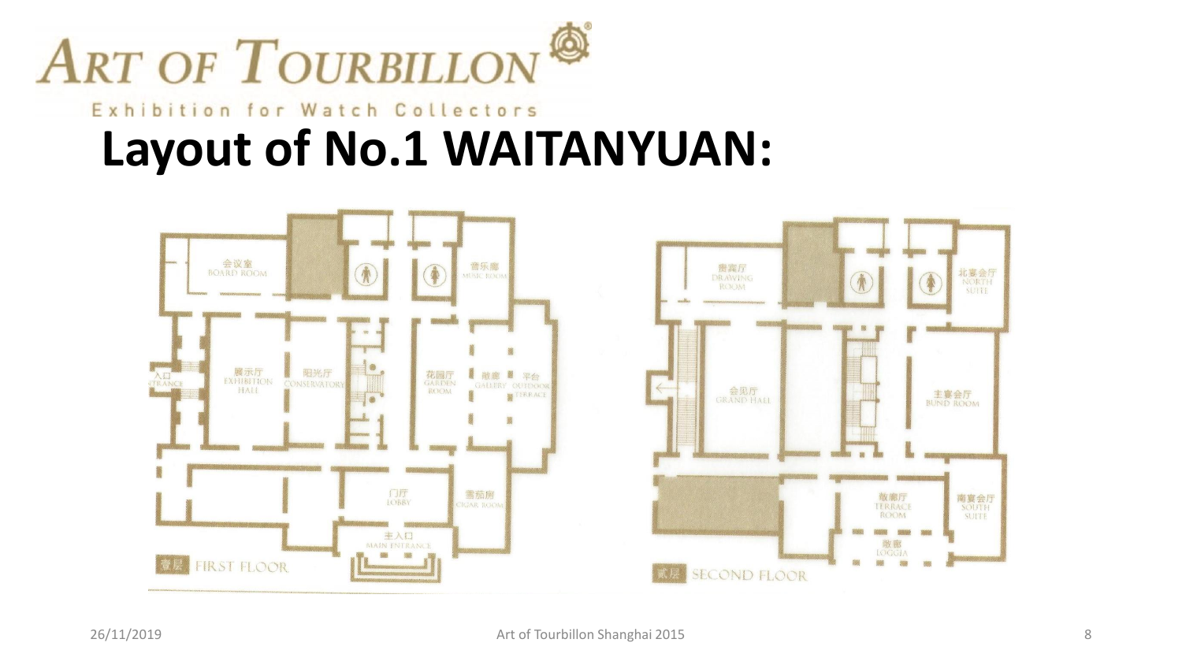ART OF TOURBILLON

Exhibition for Watch Collectors

# Layout of No.1 WAITANYUAN:

会议室 BOARD ROOM

音乐廊 MUSIC ROOM

入口 ENTRANCE

展示厅 EXHIBITION HALL

阳光厅 CONSERVATORY

花园厅 GARDEN ROOM

敞廊 GALLERY

平台 OUTDOOR TERRACE

门厅 LOBBY

雪茄房 CIGAR ROOM

主入口 MAIN ENTRANCE

壹层 FIRST FLOOR

雅宾厅 DRAWING ROOM

北宴会厅 NORTH SUITE

会见厅 GRAND HALL

主宴会厅 BUND ROOM

敞廊厅 TERRACE ROOM

南宴会厅 SOUTH SUITE

敞廊 LOGGIA

贰层 SECOND FLOOR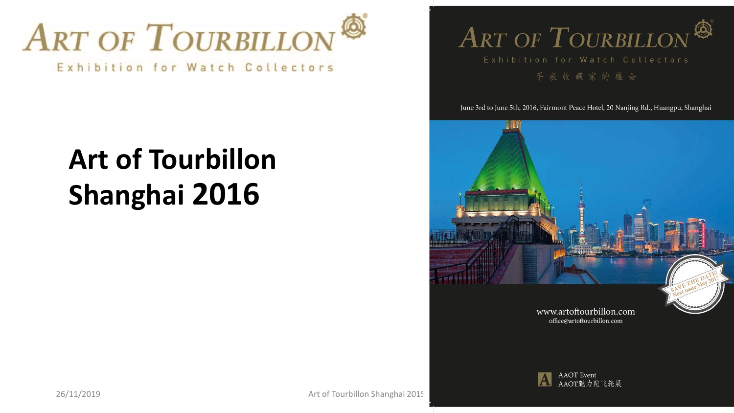ART OF TOURBILLON

Exhibition for Watch Collectors

# Art of Tourbillon Shanghai 2016

ART OF TOURBILLON

Exhibition for Watch Collectors

手表收藏家的盛会

June 3rd to June 5th, 2016, Fairmont Peace Hotel, 20 Nanjing Rd., Huangpu, Shanghai

SAVE THE DATE! Next issue May 2017

www.artoftourbillon.com

office@artoftourbillon.com

AAOT Event

AAOT魅力陀飞轮展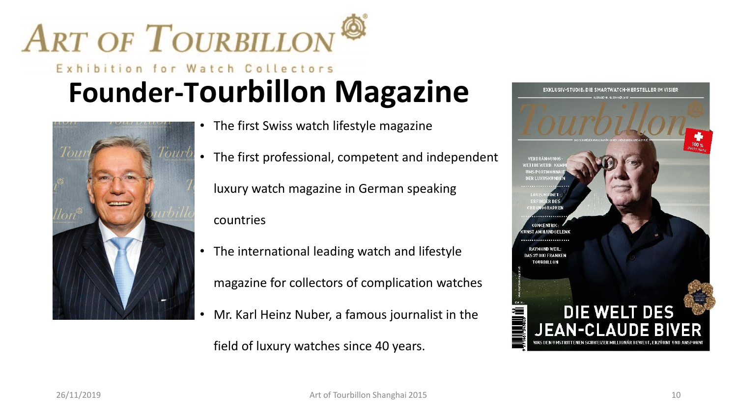ART OF TOURBILLON

Exhibition for Watch Collectors

# Founder-Tourbillon Magazine

- The first Swiss watch lifestyle magazine
- The first professional, competent and independent luxury watch magazine in German speaking countries
- The international leading watch and lifestyle magazine for collectors of complication watches
- Mr. Karl Heinz Nuber, a famous journalist in the field of luxury watches since 40 years.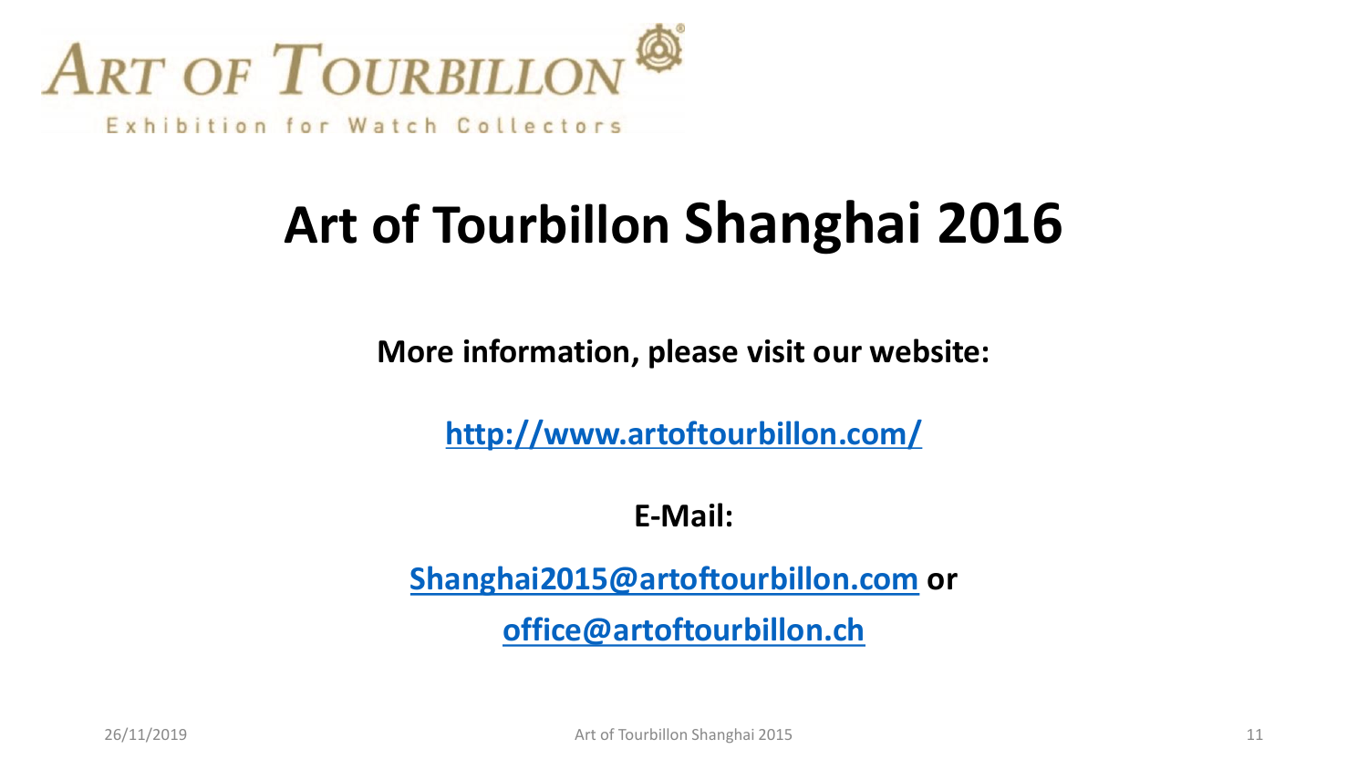ART OF TOURBILLON

Exhibition for Watch Collectors

# Art of Tourbillon Shanghai 2016

**More information, please visit our website:**

**http://www.artoftourbillon.com/**

**E-Mail:**

**Shanghai2015@artoftourbillon.com or**

**office@artoftourbillon.ch**